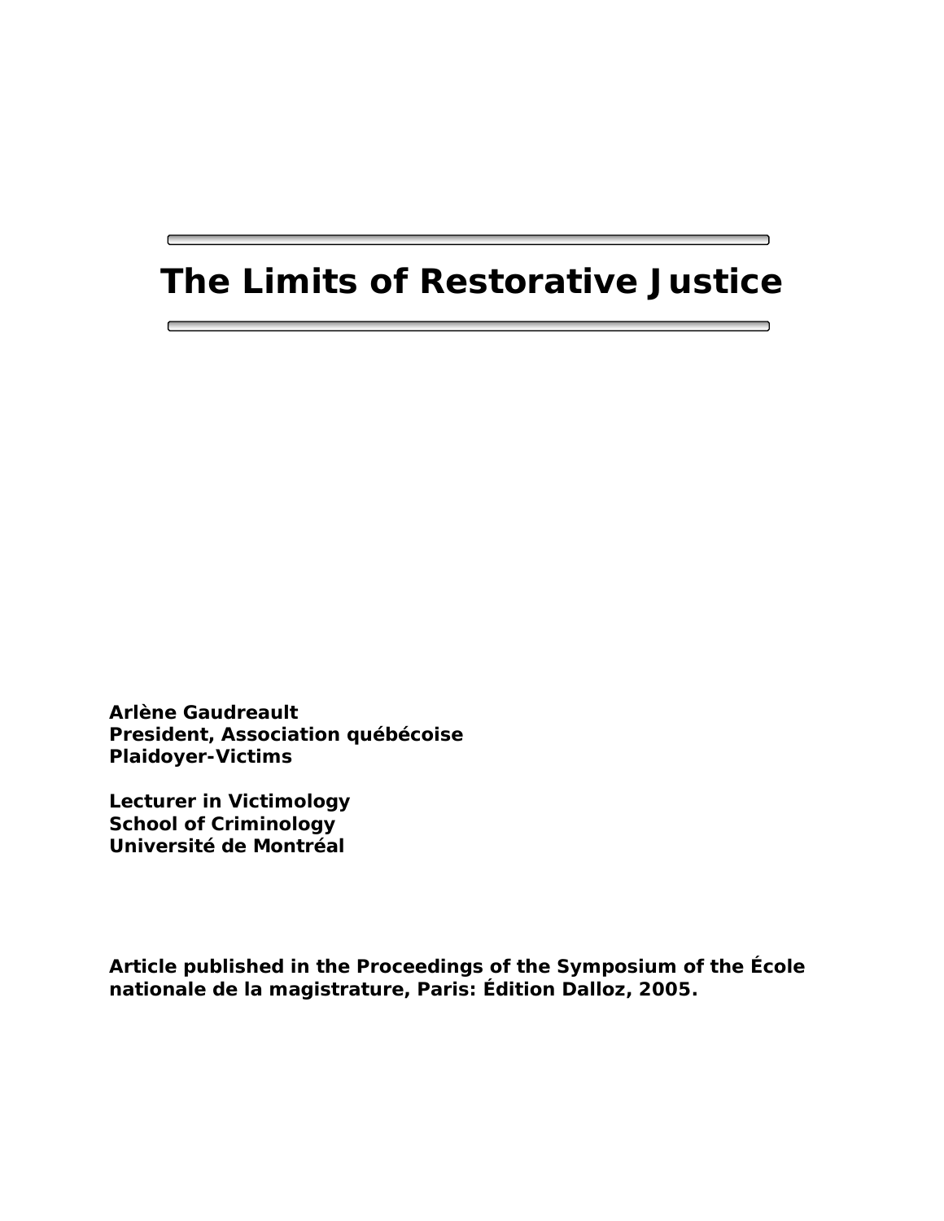# The Limits of Restorative Justice

**Arlène Gaudreault**
**President, Association québécoise Plaidoyer-Victims**

**Lecturer in Victimology**
**School of Criminology**
**Université de Montréal**

**Article published in the Proceedings of the Symposium of the École nationale de la magistrature, Paris: Édition Dalloz, 2005.**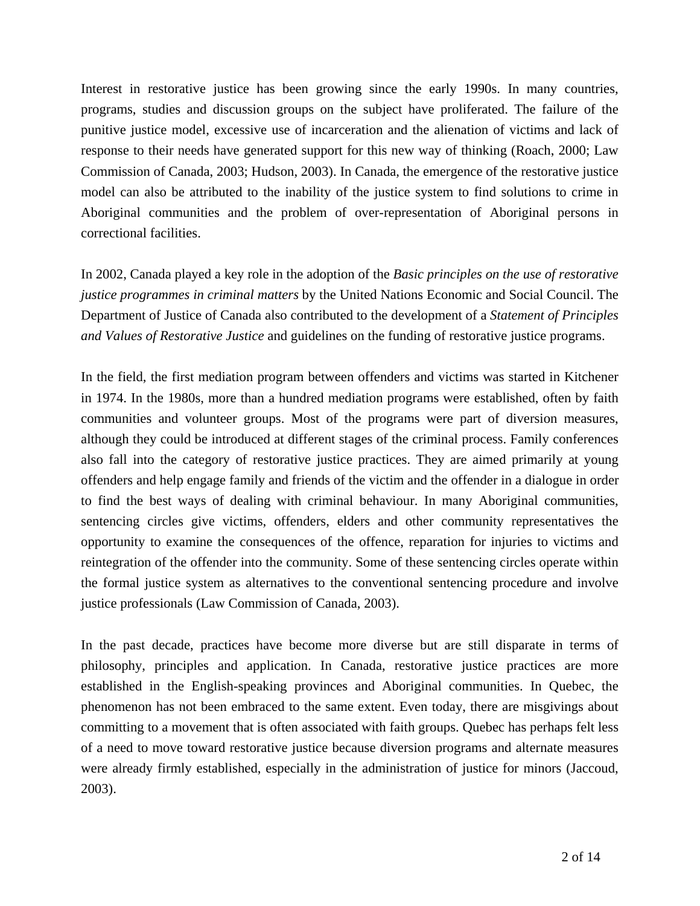Interest in restorative justice has been growing since the early 1990s. In many countries, programs, studies and discussion groups on the subject have proliferated. The failure of the punitive justice model, excessive use of incarceration and the alienation of victims and lack of response to their needs have generated support for this new way of thinking (Roach, 2000; Law Commission of Canada, 2003; Hudson, 2003). In Canada, the emergence of the restorative justice model can also be attributed to the inability of the justice system to find solutions to crime in Aboriginal communities and the problem of over-representation of Aboriginal persons in correctional facilities.

In 2002, Canada played a key role in the adoption of the *Basic principles on the use of restorative justice programmes in criminal matters* by the United Nations Economic and Social Council. The Department of Justice of Canada also contributed to the development of a *Statement of Principles and Values of Restorative Justice* and guidelines on the funding of restorative justice programs.

In the field, the first mediation program between offenders and victims was started in Kitchener in 1974. In the 1980s, more than a hundred mediation programs were established, often by faith communities and volunteer groups. Most of the programs were part of diversion measures, although they could be introduced at different stages of the criminal process. Family conferences also fall into the category of restorative justice practices. They are aimed primarily at young offenders and help engage family and friends of the victim and the offender in a dialogue in order to find the best ways of dealing with criminal behaviour. In many Aboriginal communities, sentencing circles give victims, offenders, elders and other community representatives the opportunity to examine the consequences of the offence, reparation for injuries to victims and reintegration of the offender into the community. Some of these sentencing circles operate within the formal justice system as alternatives to the conventional sentencing procedure and involve justice professionals (Law Commission of Canada, 2003).

In the past decade, practices have become more diverse but are still disparate in terms of philosophy, principles and application. In Canada, restorative justice practices are more established in the English-speaking provinces and Aboriginal communities. In Quebec, the phenomenon has not been embraced to the same extent. Even today, there are misgivings about committing to a movement that is often associated with faith groups. Quebec has perhaps felt less of a need to move toward restorative justice because diversion programs and alternate measures were already firmly established, especially in the administration of justice for minors (Jaccoud, 2003).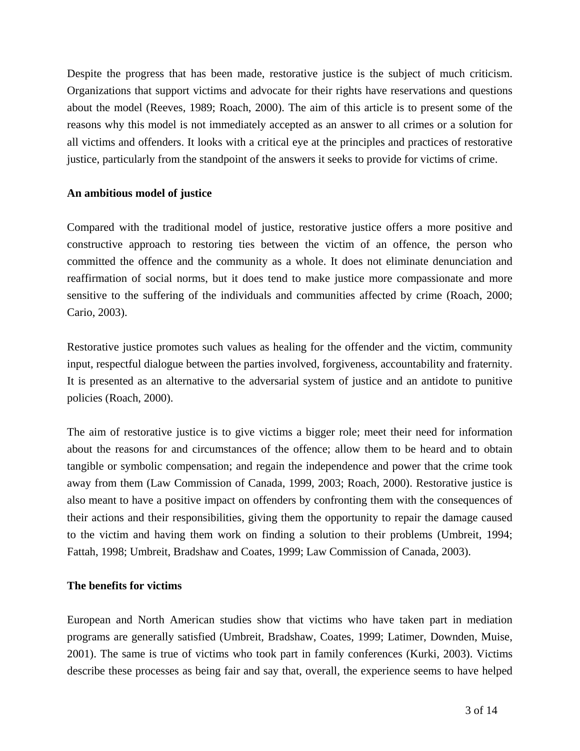Despite the progress that has been made, restorative justice is the subject of much criticism. Organizations that support victims and advocate for their rights have reservations and questions about the model (Reeves, 1989; Roach, 2000). The aim of this article is to present some of the reasons why this model is not immediately accepted as an answer to all crimes or a solution for all victims and offenders. It looks with a critical eye at the principles and practices of restorative justice, particularly from the standpoint of the answers it seeks to provide for victims of crime.

**An ambitious model of justice**

Compared with the traditional model of justice, restorative justice offers a more positive and constructive approach to restoring ties between the victim of an offence, the person who committed the offence and the community as a whole. It does not eliminate denunciation and reaffirmation of social norms, but it does tend to make justice more compassionate and more sensitive to the suffering of the individuals and communities affected by crime (Roach, 2000; Cario, 2003).

Restorative justice promotes such values as healing for the offender and the victim, community input, respectful dialogue between the parties involved, forgiveness, accountability and fraternity. It is presented as an alternative to the adversarial system of justice and an antidote to punitive policies (Roach, 2000).

The aim of restorative justice is to give victims a bigger role; meet their need for information about the reasons for and circumstances of the offence; allow them to be heard and to obtain tangible or symbolic compensation; and regain the independence and power that the crime took away from them (Law Commission of Canada, 1999, 2003; Roach, 2000). Restorative justice is also meant to have a positive impact on offenders by confronting them with the consequences of their actions and their responsibilities, giving them the opportunity to repair the damage caused to the victim and having them work on finding a solution to their problems (Umbreit, 1994; Fattah, 1998; Umbreit, Bradshaw and Coates, 1999; Law Commission of Canada, 2003).

**The benefits for victims**

European and North American studies show that victims who have taken part in mediation programs are generally satisfied (Umbreit, Bradshaw, Coates, 1999; Latimer, Downden, Muise, 2001). The same is true of victims who took part in family conferences (Kurki, 2003). Victims describe these processes as being fair and say that, overall, the experience seems to have helped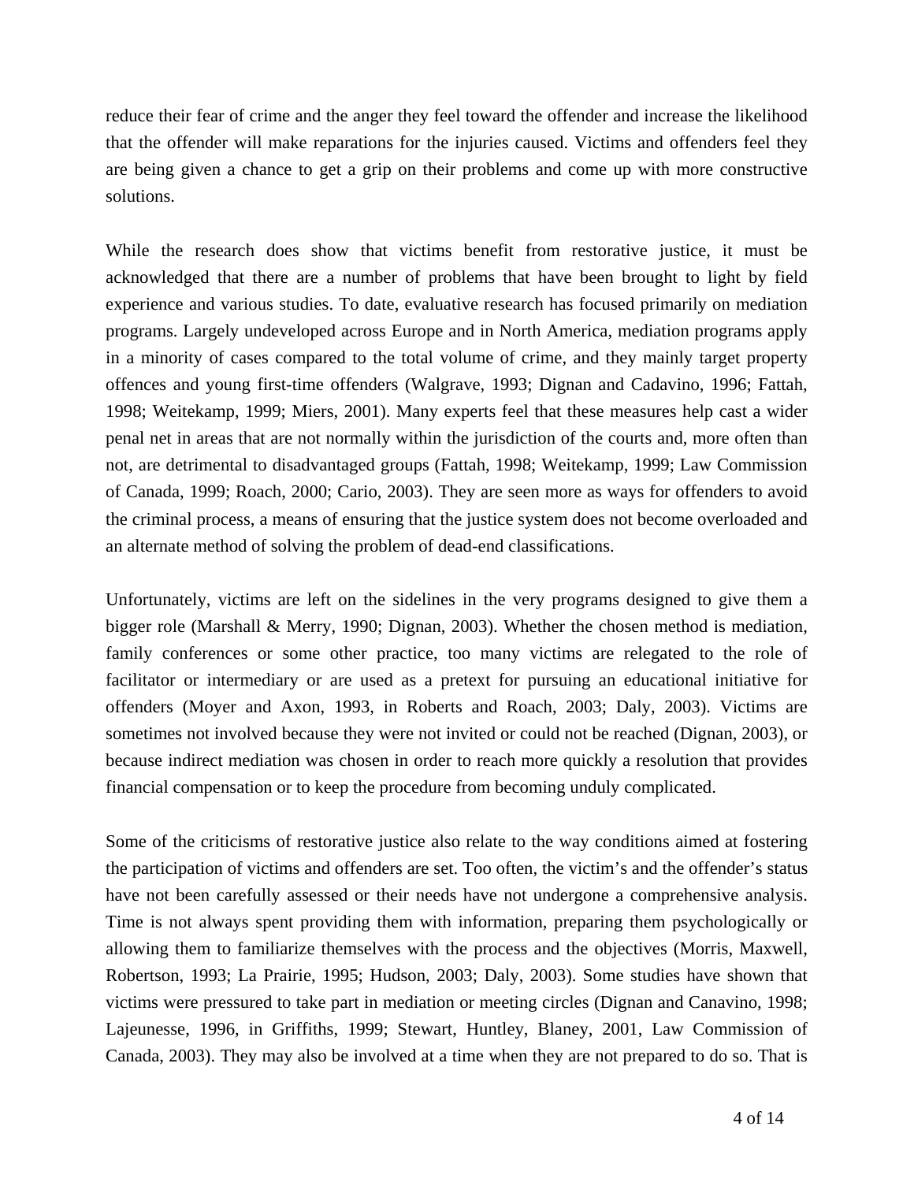reduce their fear of crime and the anger they feel toward the offender and increase the likelihood that the offender will make reparations for the injuries caused. Victims and offenders feel they are being given a chance to get a grip on their problems and come up with more constructive solutions.

While the research does show that victims benefit from restorative justice, it must be acknowledged that there are a number of problems that have been brought to light by field experience and various studies. To date, evaluative research has focused primarily on mediation programs. Largely undeveloped across Europe and in North America, mediation programs apply in a minority of cases compared to the total volume of crime, and they mainly target property offences and young first-time offenders (Walgrave, 1993; Dignan and Cadavino, 1996; Fattah, 1998; Weitekamp, 1999; Miers, 2001). Many experts feel that these measures help cast a wider penal net in areas that are not normally within the jurisdiction of the courts and, more often than not, are detrimental to disadvantaged groups (Fattah, 1998; Weitekamp, 1999; Law Commission of Canada, 1999; Roach, 2000; Cario, 2003). They are seen more as ways for offenders to avoid the criminal process, a means of ensuring that the justice system does not become overloaded and an alternate method of solving the problem of dead-end classifications.

Unfortunately, victims are left on the sidelines in the very programs designed to give them a bigger role (Marshall & Merry, 1990; Dignan, 2003). Whether the chosen method is mediation, family conferences or some other practice, too many victims are relegated to the role of facilitator or intermediary or are used as a pretext for pursuing an educational initiative for offenders (Moyer and Axon, 1993, in Roberts and Roach, 2003; Daly, 2003). Victims are sometimes not involved because they were not invited or could not be reached (Dignan, 2003), or because indirect mediation was chosen in order to reach more quickly a resolution that provides financial compensation or to keep the procedure from becoming unduly complicated.

Some of the criticisms of restorative justice also relate to the way conditions aimed at fostering the participation of victims and offenders are set. Too often, the victim's and the offender's status have not been carefully assessed or their needs have not undergone a comprehensive analysis. Time is not always spent providing them with information, preparing them psychologically or allowing them to familiarize themselves with the process and the objectives (Morris, Maxwell, Robertson, 1993; La Prairie, 1995; Hudson, 2003; Daly, 2003). Some studies have shown that victims were pressured to take part in mediation or meeting circles (Dignan and Canavino, 1998; Lajeunesse, 1996, in Griffiths, 1999; Stewart, Huntley, Blaney, 2001, Law Commission of Canada, 2003). They may also be involved at a time when they are not prepared to do so. That is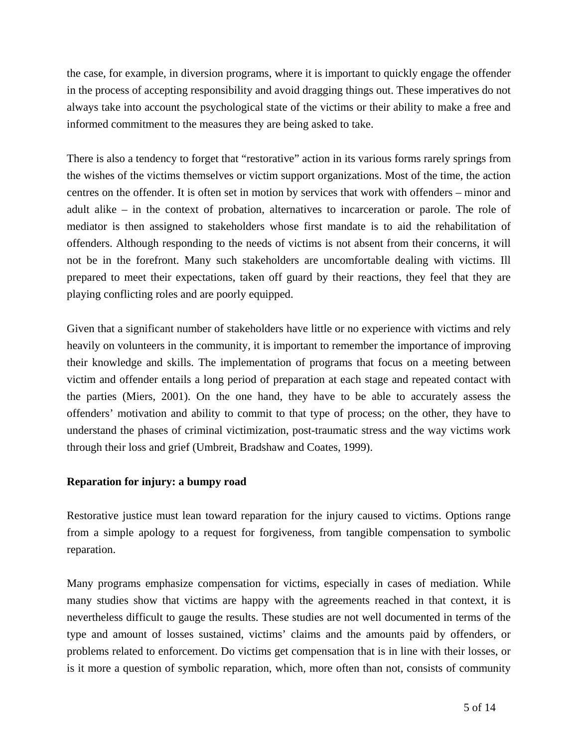the case, for example, in diversion programs, where it is important to quickly engage the offender in the process of accepting responsibility and avoid dragging things out. These imperatives do not always take into account the psychological state of the victims or their ability to make a free and informed commitment to the measures they are being asked to take.

There is also a tendency to forget that "restorative" action in its various forms rarely springs from the wishes of the victims themselves or victim support organizations. Most of the time, the action centres on the offender. It is often set in motion by services that work with offenders – minor and adult alike – in the context of probation, alternatives to incarceration or parole. The role of mediator is then assigned to stakeholders whose first mandate is to aid the rehabilitation of offenders. Although responding to the needs of victims is not absent from their concerns, it will not be in the forefront. Many such stakeholders are uncomfortable dealing with victims. Ill prepared to meet their expectations, taken off guard by their reactions, they feel that they are playing conflicting roles and are poorly equipped.

Given that a significant number of stakeholders have little or no experience with victims and rely heavily on volunteers in the community, it is important to remember the importance of improving their knowledge and skills. The implementation of programs that focus on a meeting between victim and offender entails a long period of preparation at each stage and repeated contact with the parties (Miers, 2001). On the one hand, they have to be able to accurately assess the offenders' motivation and ability to commit to that type of process; on the other, they have to understand the phases of criminal victimization, post-traumatic stress and the way victims work through their loss and grief (Umbreit, Bradshaw and Coates, 1999).

**Reparation for injury: a bumpy road**

Restorative justice must lean toward reparation for the injury caused to victims. Options range from a simple apology to a request for forgiveness, from tangible compensation to symbolic reparation.

Many programs emphasize compensation for victims, especially in cases of mediation. While many studies show that victims are happy with the agreements reached in that context, it is nevertheless difficult to gauge the results. These studies are not well documented in terms of the type and amount of losses sustained, victims' claims and the amounts paid by offenders, or problems related to enforcement. Do victims get compensation that is in line with their losses, or is it more a question of symbolic reparation, which, more often than not, consists of community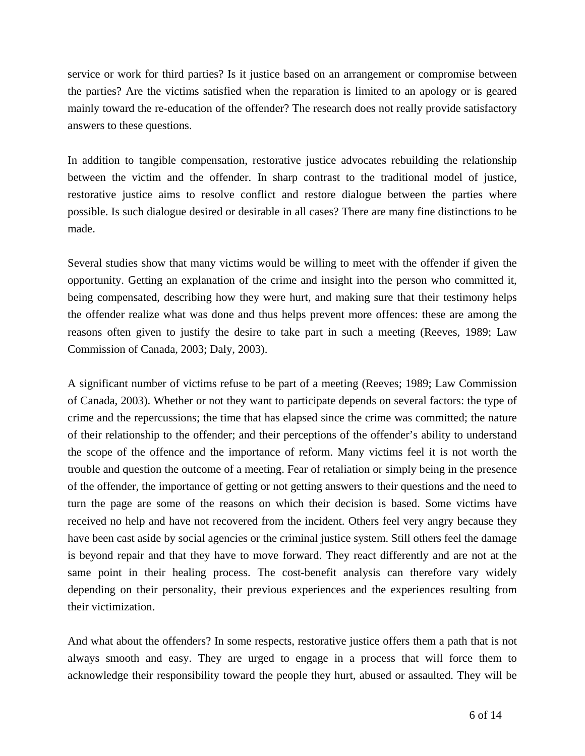service or work for third parties? Is it justice based on an arrangement or compromise between the parties? Are the victims satisfied when the reparation is limited to an apology or is geared mainly toward the re-education of the offender? The research does not really provide satisfactory answers to these questions.

In addition to tangible compensation, restorative justice advocates rebuilding the relationship between the victim and the offender. In sharp contrast to the traditional model of justice, restorative justice aims to resolve conflict and restore dialogue between the parties where possible. Is such dialogue desired or desirable in all cases? There are many fine distinctions to be made.

Several studies show that many victims would be willing to meet with the offender if given the opportunity. Getting an explanation of the crime and insight into the person who committed it, being compensated, describing how they were hurt, and making sure that their testimony helps the offender realize what was done and thus helps prevent more offences: these are among the reasons often given to justify the desire to take part in such a meeting (Reeves, 1989; Law Commission of Canada, 2003; Daly, 2003).

A significant number of victims refuse to be part of a meeting (Reeves; 1989; Law Commission of Canada, 2003). Whether or not they want to participate depends on several factors: the type of crime and the repercussions; the time that has elapsed since the crime was committed; the nature of their relationship to the offender; and their perceptions of the offender's ability to understand the scope of the offence and the importance of reform. Many victims feel it is not worth the trouble and question the outcome of a meeting. Fear of retaliation or simply being in the presence of the offender, the importance of getting or not getting answers to their questions and the need to turn the page are some of the reasons on which their decision is based. Some victims have received no help and have not recovered from the incident. Others feel very angry because they have been cast aside by social agencies or the criminal justice system. Still others feel the damage is beyond repair and that they have to move forward. They react differently and are not at the same point in their healing process. The cost-benefit analysis can therefore vary widely depending on their personality, their previous experiences and the experiences resulting from their victimization.

And what about the offenders? In some respects, restorative justice offers them a path that is not always smooth and easy. They are urged to engage in a process that will force them to acknowledge their responsibility toward the people they hurt, abused or assaulted. They will be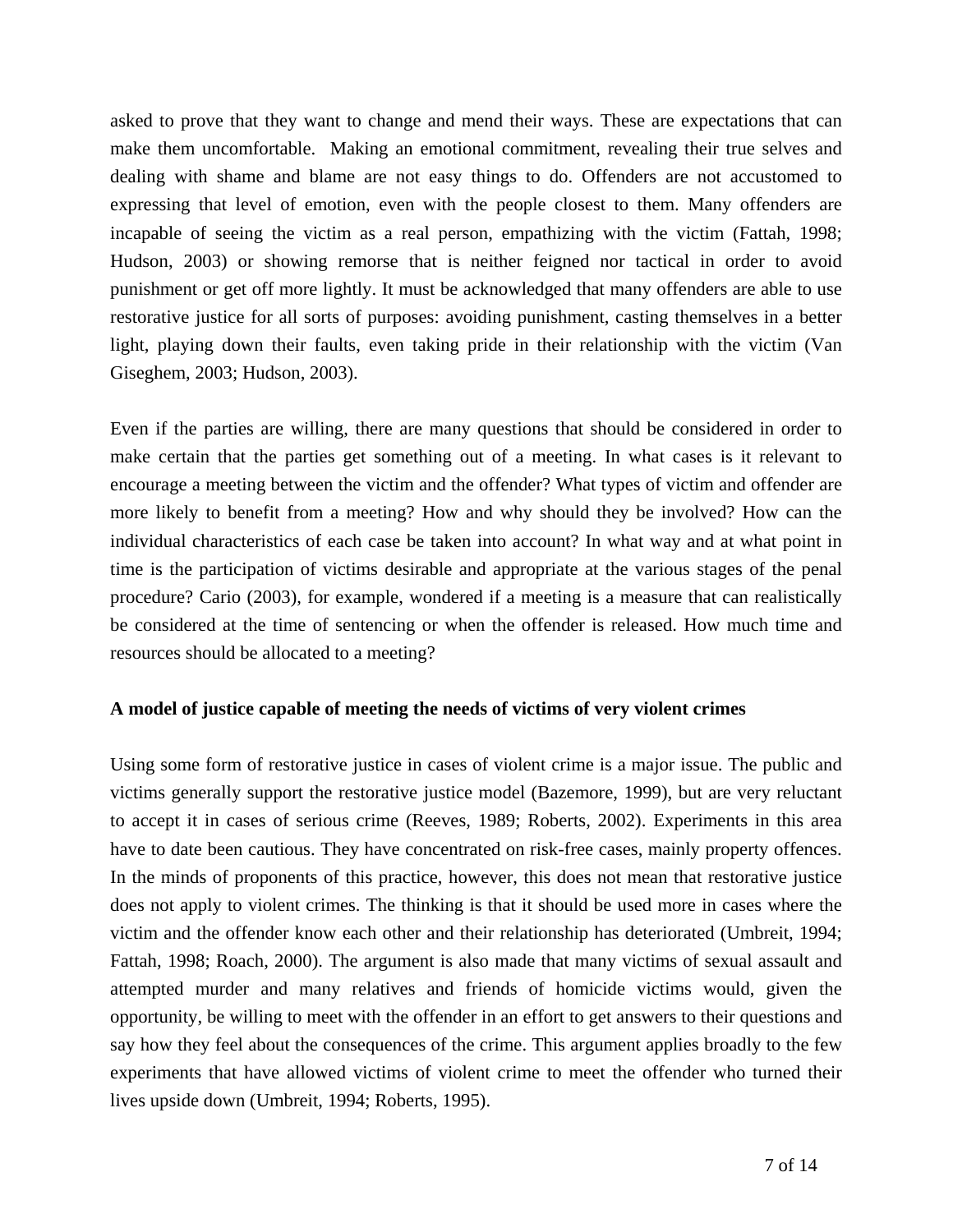asked to prove that they want to change and mend their ways. These are expectations that can make them uncomfortable. Making an emotional commitment, revealing their true selves and dealing with shame and blame are not easy things to do. Offenders are not accustomed to expressing that level of emotion, even with the people closest to them. Many offenders are incapable of seeing the victim as a real person, empathizing with the victim (Fattah, 1998; Hudson, 2003) or showing remorse that is neither feigned nor tactical in order to avoid punishment or get off more lightly. It must be acknowledged that many offenders are able to use restorative justice for all sorts of purposes: avoiding punishment, casting themselves in a better light, playing down their faults, even taking pride in their relationship with the victim (Van Giseghem, 2003; Hudson, 2003).

Even if the parties are willing, there are many questions that should be considered in order to make certain that the parties get something out of a meeting. In what cases is it relevant to encourage a meeting between the victim and the offender? What types of victim and offender are more likely to benefit from a meeting? How and why should they be involved? How can the individual characteristics of each case be taken into account? In what way and at what point in time is the participation of victims desirable and appropriate at the various stages of the penal procedure? Cario (2003), for example, wondered if a meeting is a measure that can realistically be considered at the time of sentencing or when the offender is released. How much time and resources should be allocated to a meeting?

**A model of justice capable of meeting the needs of victims of very violent crimes**

Using some form of restorative justice in cases of violent crime is a major issue. The public and victims generally support the restorative justice model (Bazemore, 1999), but are very reluctant to accept it in cases of serious crime (Reeves, 1989; Roberts, 2002). Experiments in this area have to date been cautious. They have concentrated on risk-free cases, mainly property offences. In the minds of proponents of this practice, however, this does not mean that restorative justice does not apply to violent crimes. The thinking is that it should be used more in cases where the victim and the offender know each other and their relationship has deteriorated (Umbreit, 1994; Fattah, 1998; Roach, 2000). The argument is also made that many victims of sexual assault and attempted murder and many relatives and friends of homicide victims would, given the opportunity, be willing to meet with the offender in an effort to get answers to their questions and say how they feel about the consequences of the crime. This argument applies broadly to the few experiments that have allowed victims of violent crime to meet the offender who turned their lives upside down (Umbreit, 1994; Roberts, 1995).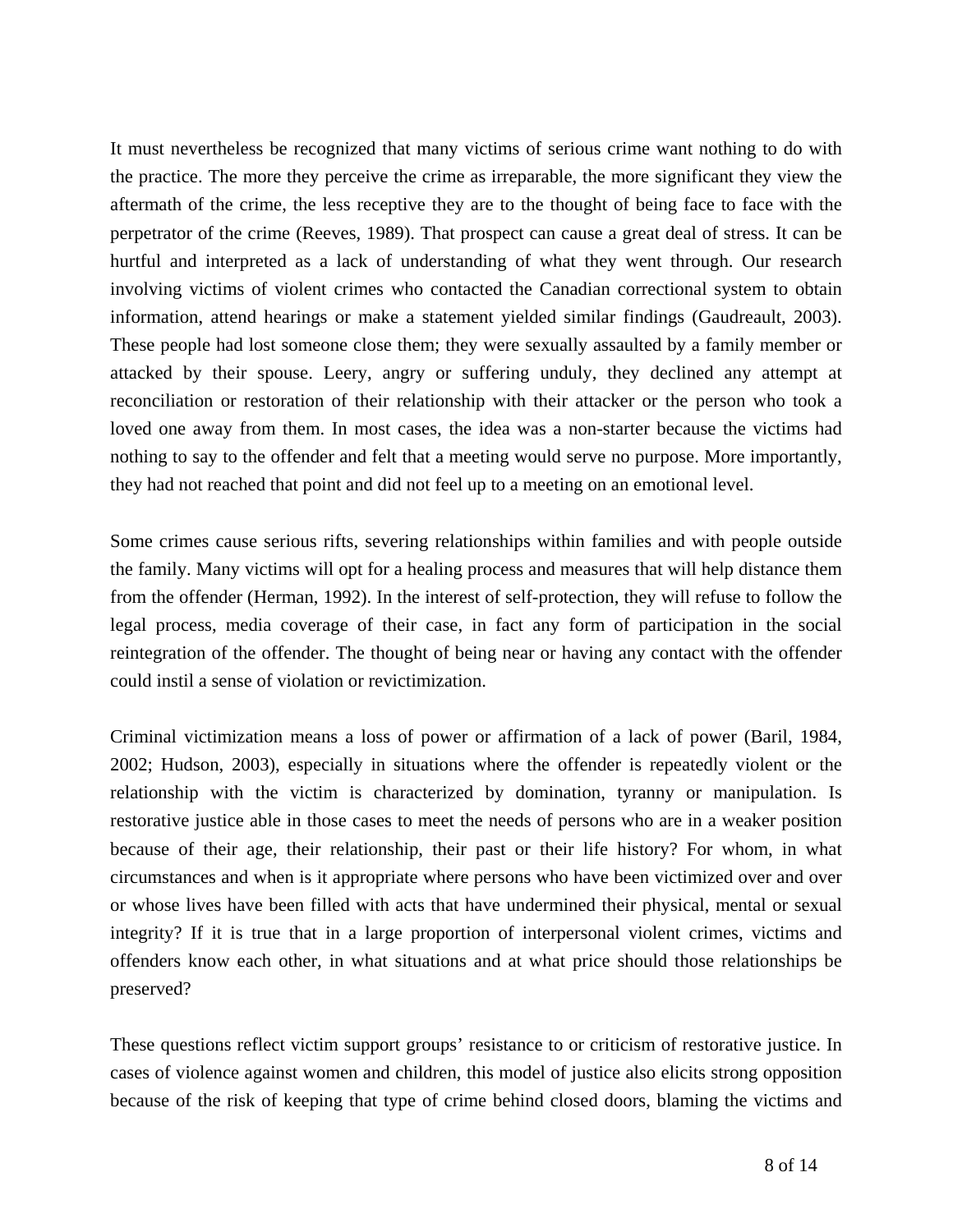It must nevertheless be recognized that many victims of serious crime want nothing to do with the practice. The more they perceive the crime as irreparable, the more significant they view the aftermath of the crime, the less receptive they are to the thought of being face to face with the perpetrator of the crime (Reeves, 1989). That prospect can cause a great deal of stress. It can be hurtful and interpreted as a lack of understanding of what they went through. Our research involving victims of violent crimes who contacted the Canadian correctional system to obtain information, attend hearings or make a statement yielded similar findings (Gaudreault, 2003). These people had lost someone close them; they were sexually assaulted by a family member or attacked by their spouse. Leery, angry or suffering unduly, they declined any attempt at reconciliation or restoration of their relationship with their attacker or the person who took a loved one away from them. In most cases, the idea was a non-starter because the victims had nothing to say to the offender and felt that a meeting would serve no purpose. More importantly, they had not reached that point and did not feel up to a meeting on an emotional level.

Some crimes cause serious rifts, severing relationships within families and with people outside the family. Many victims will opt for a healing process and measures that will help distance them from the offender (Herman, 1992). In the interest of self-protection, they will refuse to follow the legal process, media coverage of their case, in fact any form of participation in the social reintegration of the offender. The thought of being near or having any contact with the offender could instil a sense of violation or revictimization.

Criminal victimization means a loss of power or affirmation of a lack of power (Baril, 1984, 2002; Hudson, 2003), especially in situations where the offender is repeatedly violent or the relationship with the victim is characterized by domination, tyranny or manipulation. Is restorative justice able in those cases to meet the needs of persons who are in a weaker position because of their age, their relationship, their past or their life history? For whom, in what circumstances and when is it appropriate where persons who have been victimized over and over or whose lives have been filled with acts that have undermined their physical, mental or sexual integrity? If it is true that in a large proportion of interpersonal violent crimes, victims and offenders know each other, in what situations and at what price should those relationships be preserved?

These questions reflect victim support groups' resistance to or criticism of restorative justice. In cases of violence against women and children, this model of justice also elicits strong opposition because of the risk of keeping that type of crime behind closed doors, blaming the victims and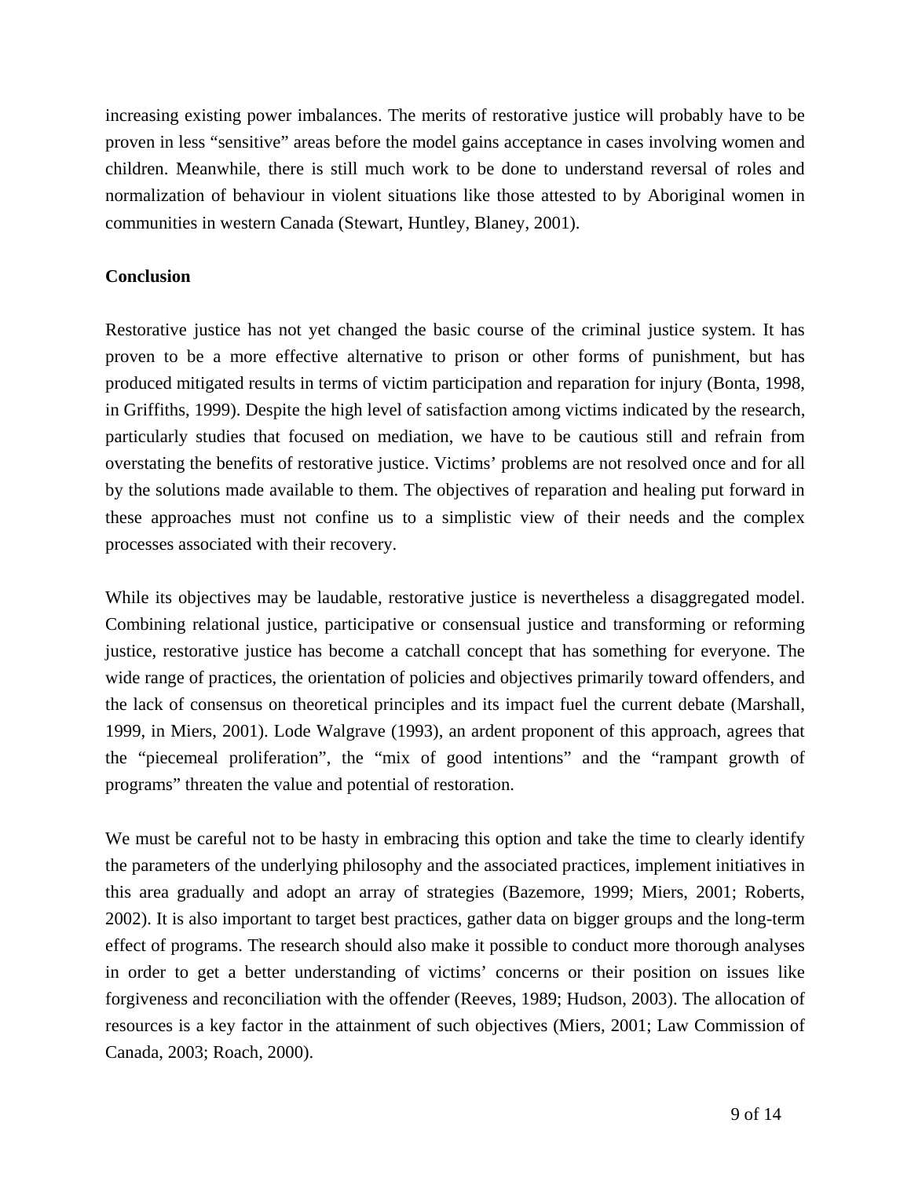increasing existing power imbalances. The merits of restorative justice will probably have to be proven in less "sensitive" areas before the model gains acceptance in cases involving women and children. Meanwhile, there is still much work to be done to understand reversal of roles and normalization of behaviour in violent situations like those attested to by Aboriginal women in communities in western Canada (Stewart, Huntley, Blaney, 2001).

**Conclusion**

Restorative justice has not yet changed the basic course of the criminal justice system. It has proven to be a more effective alternative to prison or other forms of punishment, but has produced mitigated results in terms of victim participation and reparation for injury (Bonta, 1998, in Griffiths, 1999). Despite the high level of satisfaction among victims indicated by the research, particularly studies that focused on mediation, we have to be cautious still and refrain from overstating the benefits of restorative justice. Victims' problems are not resolved once and for all by the solutions made available to them. The objectives of reparation and healing put forward in these approaches must not confine us to a simplistic view of their needs and the complex processes associated with their recovery.

While its objectives may be laudable, restorative justice is nevertheless a disaggregated model. Combining relational justice, participative or consensual justice and transforming or reforming justice, restorative justice has become a catchall concept that has something for everyone. The wide range of practices, the orientation of policies and objectives primarily toward offenders, and the lack of consensus on theoretical principles and its impact fuel the current debate (Marshall, 1999, in Miers, 2001). Lode Walgrave (1993), an ardent proponent of this approach, agrees that the "piecemeal proliferation", the "mix of good intentions" and the "rampant growth of programs" threaten the value and potential of restoration.

We must be careful not to be hasty in embracing this option and take the time to clearly identify the parameters of the underlying philosophy and the associated practices, implement initiatives in this area gradually and adopt an array of strategies (Bazemore, 1999; Miers, 2001; Roberts, 2002). It is also important to target best practices, gather data on bigger groups and the long-term effect of programs. The research should also make it possible to conduct more thorough analyses in order to get a better understanding of victims' concerns or their position on issues like forgiveness and reconciliation with the offender (Reeves, 1989; Hudson, 2003). The allocation of resources is a key factor in the attainment of such objectives (Miers, 2001; Law Commission of Canada, 2003; Roach, 2000).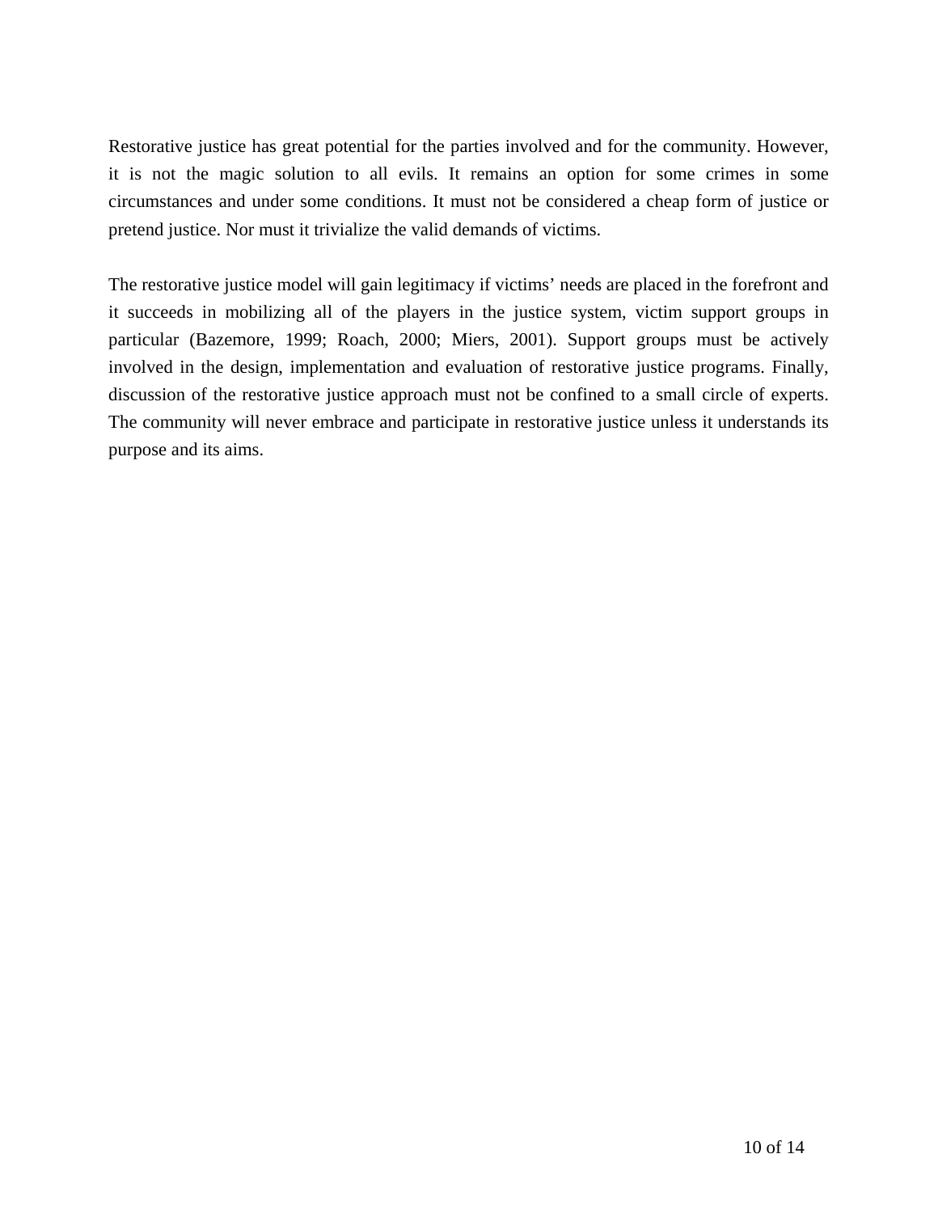Restorative justice has great potential for the parties involved and for the community. However, it is not the magic solution to all evils. It remains an option for some crimes in some circumstances and under some conditions. It must not be considered a cheap form of justice or pretend justice. Nor must it trivialize the valid demands of victims.

The restorative justice model will gain legitimacy if victims' needs are placed in the forefront and it succeeds in mobilizing all of the players in the justice system, victim support groups in particular (Bazemore, 1999; Roach, 2000; Miers, 2001). Support groups must be actively involved in the design, implementation and evaluation of restorative justice programs. Finally, discussion of the restorative justice approach must not be confined to a small circle of experts. The community will never embrace and participate in restorative justice unless it understands its purpose and its aims.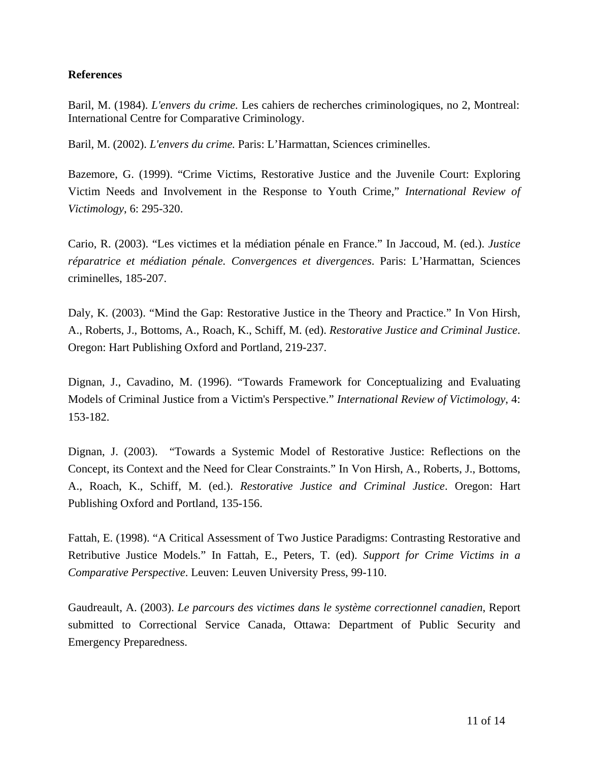**References**

Baril, M. (1984). *L'envers du crime*. Les cahiers de recherches criminologiques, no 2, Montreal: International Centre for Comparative Criminology.

Baril, M. (2002). *L'envers du crime.* Paris: L'Harmattan, Sciences criminelles.

Bazemore, G. (1999). "Crime Victims, Restorative Justice and the Juvenile Court: Exploring Victim Needs and Involvement in the Response to Youth Crime," *International Review of Victimology*, 6: 295-320.

Cario, R. (2003). "Les victimes et la médiation pénale en France." In Jaccoud, M. (ed.). *Justice réparatrice et médiation pénale. Convergences et divergences*. Paris: L'Harmattan, Sciences criminelles, 185-207.

Daly, K. (2003). "Mind the Gap: Restorative Justice in the Theory and Practice." In Von Hirsh, A., Roberts, J., Bottoms, A., Roach, K., Schiff, M. (ed). *Restorative Justice and Criminal Justice*. Oregon: Hart Publishing Oxford and Portland, 219-237.

Dignan, J., Cavadino, M. (1996). "Towards Framework for Conceptualizing and Evaluating Models of Criminal Justice from a Victim's Perspective." *International Review of Victimology*, 4: 153-182.

Dignan, J. (2003). "Towards a Systemic Model of Restorative Justice: Reflections on the Concept, its Context and the Need for Clear Constraints." In Von Hirsh, A., Roberts, J., Bottoms, A., Roach, K., Schiff, M. (ed.). *Restorative Justice and Criminal Justice*. Oregon: Hart Publishing Oxford and Portland, 135-156.

Fattah, E. (1998). "A Critical Assessment of Two Justice Paradigms: Contrasting Restorative and Retributive Justice Models." In Fattah, E., Peters, T. (ed). *Support for Crime Victims in a Comparative Perspective*. Leuven: Leuven University Press, 99-110.

Gaudreault, A. (2003). *Le parcours des victimes dans le système correctionnel canadien*, Report submitted to Correctional Service Canada, Ottawa: Department of Public Security and Emergency Preparedness.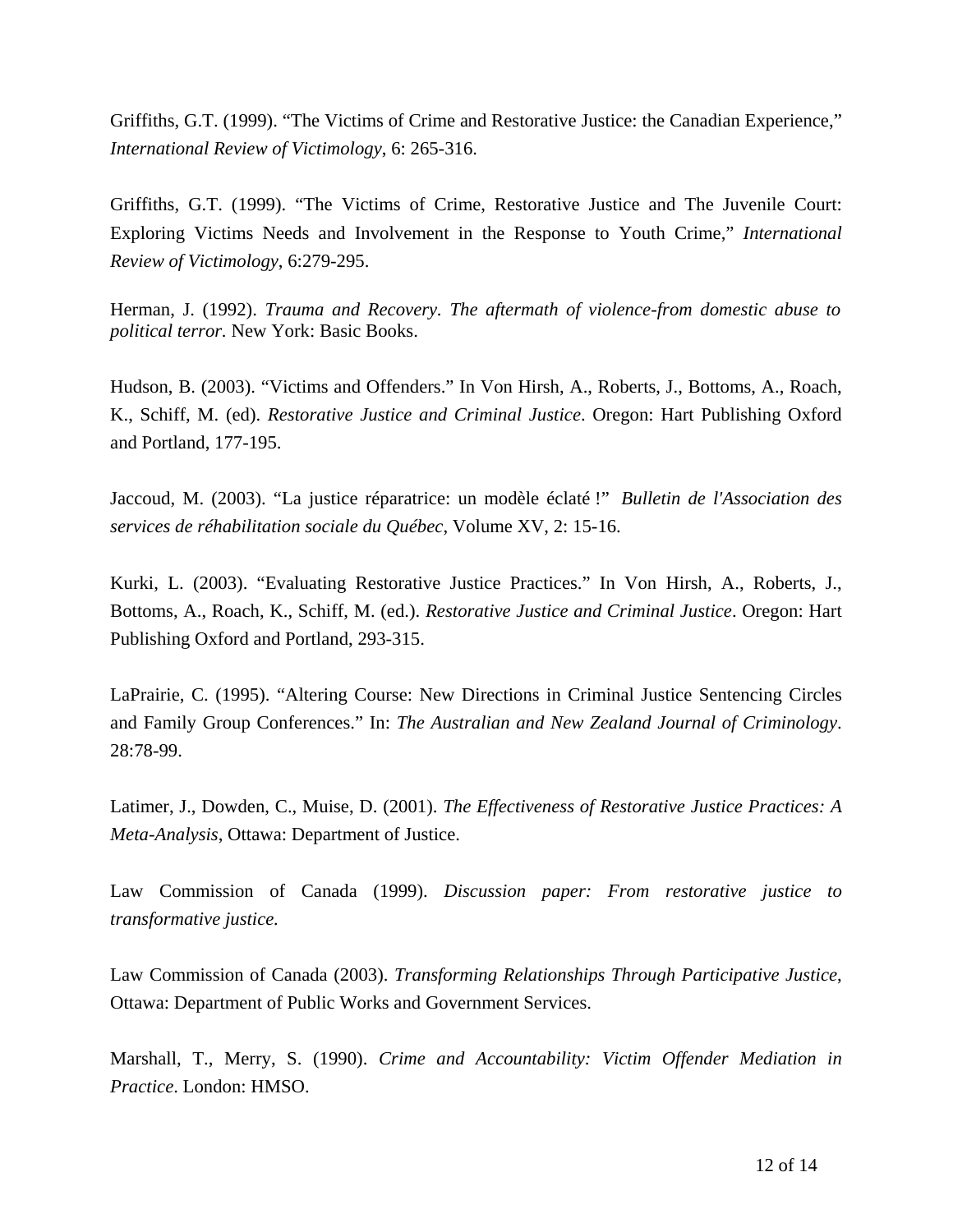Griffiths, G.T. (1999). “The Victims of Crime and Restorative Justice: the Canadian Experience,” *International Review of Victimology*, 6: 265-316.

Griffiths, G.T. (1999). “The Victims of Crime, Restorative Justice and The Juvenile Court: Exploring Victims Needs and Involvement in the Response to Youth Crime,” *International Review of Victimology*, 6:279-295.

Herman, J. (1992). *Trauma and Recovery. The aftermath of violence-from domestic abuse to political terror.* New York: Basic Books.

Hudson, B. (2003). “Victims and Offenders.” In Von Hirsh, A., Roberts, J., Bottoms, A., Roach, K., Schiff, M. (ed). *Restorative Justice and Criminal Justice*. Oregon: Hart Publishing Oxford and Portland, 177-195.

Jaccoud, M. (2003). “La justice réparatrice: un modèle éclaté !” *Bulletin de l'Association des services de réhabilitation sociale du Québec*, Volume XV, 2: 15-16.

Kurki, L. (2003). “Evaluating Restorative Justice Practices.” In Von Hirsh, A., Roberts, J., Bottoms, A., Roach, K., Schiff, M. (ed.). *Restorative Justice and Criminal Justice*. Oregon: Hart Publishing Oxford and Portland, 293-315.

LaPrairie, C. (1995). “Altering Course: New Directions in Criminal Justice Sentencing Circles and Family Group Conferences.” In: *The Australian and New Zealand Journal of Criminology*. 28:78-99.

Latimer, J., Dowden, C., Muise, D. (2001). *The Effectiveness of Restorative Justice Practices: A Meta-Analysis*, Ottawa: Department of Justice.

Law Commission of Canada (1999). *Discussion paper: From restorative justice to transformative justice.*

Law Commission of Canada (2003). *Transforming Relationships Through Participative Justice*, Ottawa: Department of Public Works and Government Services.

Marshall, T., Merry, S. (1990). *Crime and Accountability: Victim Offender Mediation in Practice*. London: HMSO.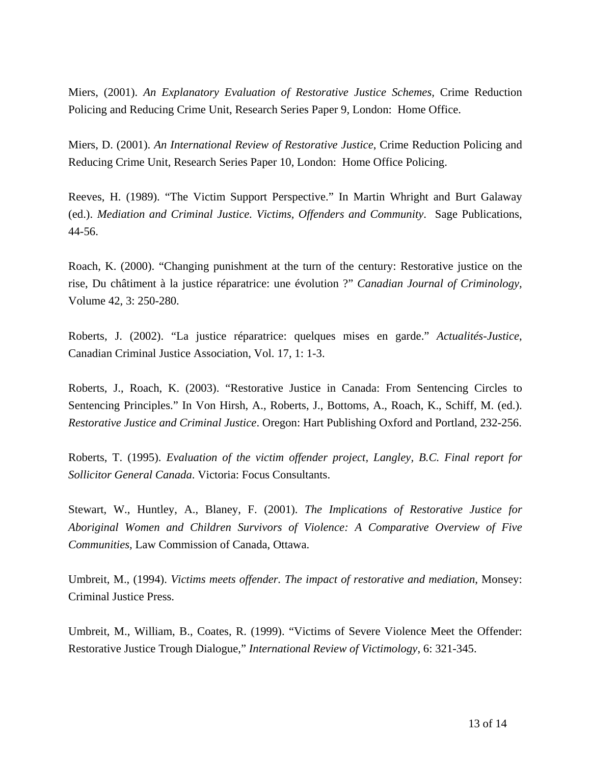Miers, (2001). *An Explanatory Evaluation of Restorative Justice Schemes,* Crime Reduction Policing and Reducing Crime Unit, Research Series Paper 9, London: Home Office.

Miers, D. (2001). *An International Review of Restorative Justice*, Crime Reduction Policing and Reducing Crime Unit, Research Series Paper 10, London: Home Office Policing.

Reeves, H. (1989). "The Victim Support Perspective." In Martin Whright and Burt Galaway (ed.). *Mediation and Criminal Justice. Victims, Offenders and Community*. Sage Publications, 44-56.

Roach, K. (2000). "Changing punishment at the turn of the century: Restorative justice on the rise, Du châtiment à la justice réparatrice: une évolution ?" *Canadian Journal of Criminology*, Volume 42, 3: 250-280.

Roberts, J. (2002). "La justice réparatrice: quelques mises en garde." *Actualités-Justice*, Canadian Criminal Justice Association, Vol. 17, 1: 1-3.

Roberts, J., Roach, K. (2003). "Restorative Justice in Canada: From Sentencing Circles to Sentencing Principles." In Von Hirsh, A., Roberts, J., Bottoms, A., Roach, K., Schiff, M. (ed.). *Restorative Justice and Criminal Justice*. Oregon: Hart Publishing Oxford and Portland, 232-256.

Roberts, T. (1995). *Evaluation of the victim offender project, Langley, B.C. Final report for Sollicitor General Canada*. Victoria: Focus Consultants.

Stewart, W., Huntley, A., Blaney, F. (2001). *The Implications of Restorative Justice for Aboriginal Women and Children Survivors of Violence: A Comparative Overview of Five Communities*, Law Commission of Canada, Ottawa.

Umbreit, M., (1994). *Victims meets offender. The impact of restorative and mediation*, Monsey: Criminal Justice Press.

Umbreit, M., William, B., Coates, R. (1999). "Victims of Severe Violence Meet the Offender: Restorative Justice Trough Dialogue," *International Review of Victimology*, 6: 321-345.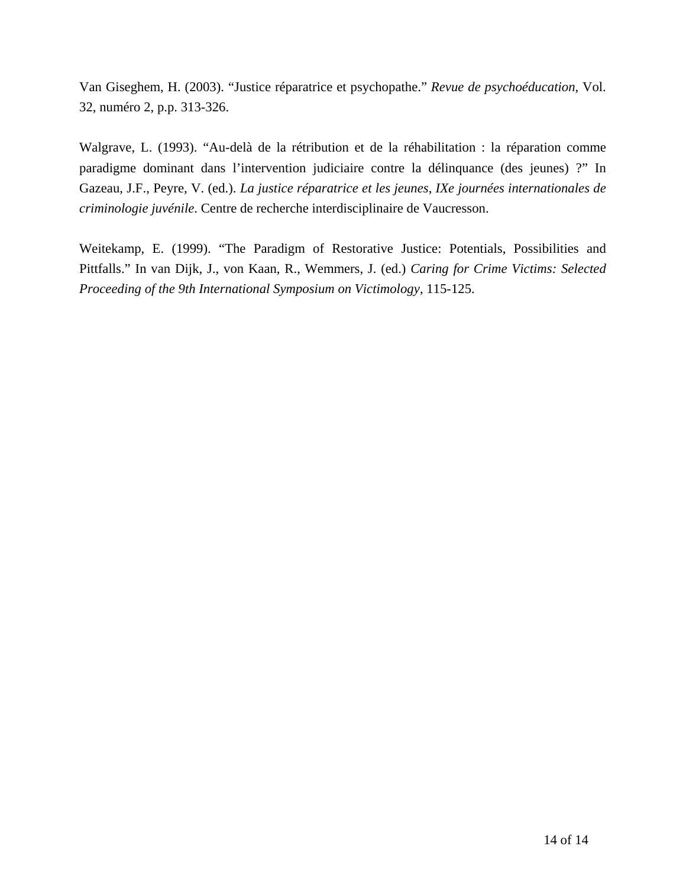Van Giseghem, H. (2003). “Justice réparatrice et psychopathe.” *Revue de psychoéducation*, Vol. 32, numéro 2, p.p. 313-326.

Walgrave, L. (1993). “Au-delà de la rétribution et de la réhabilitation : la réparation comme paradigme dominant dans l’intervention judiciaire contre la délinquance (des jeunes) ?” In Gazeau, J.F., Peyre, V. (ed.). *La justice réparatrice et les jeunes, IXe journées internationales de criminologie juvénile*. Centre de recherche interdisciplinaire de Vaucresson.

Weitekamp, E. (1999). “The Paradigm of Restorative Justice: Potentials, Possibilities and Pittfalls.” In van Dijk, J., von Kaan, R., Wemmers, J. (ed.) *Caring for Crime Victims: Selected Proceeding of the 9th International Symposium on Victimology*, 115-125.